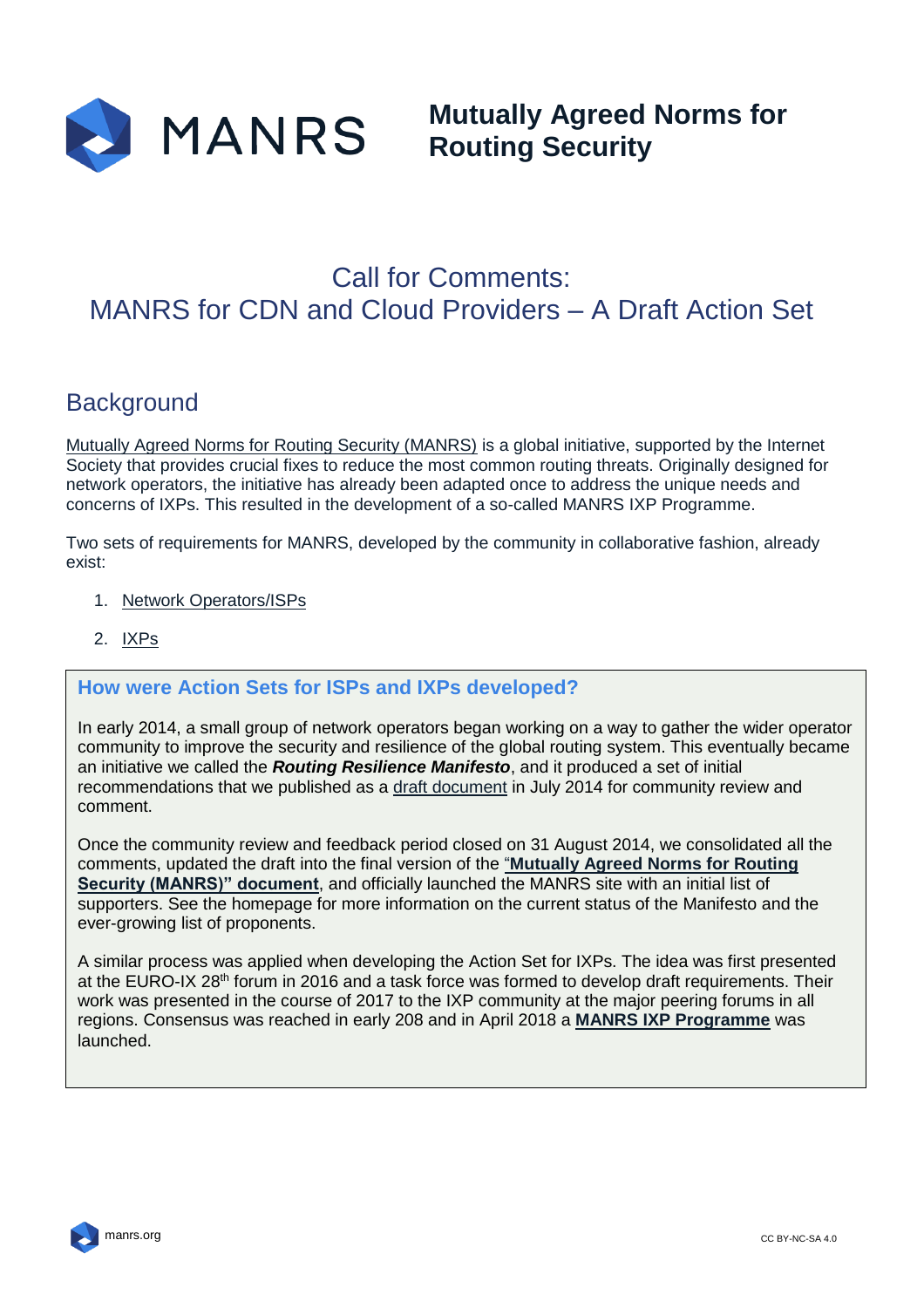# Mutually Agreed Norms for Routing Security

## Call for Comments: MANRS for CDN and Cloud Providers – A Draft Action Set

## Background

Mutually Agreed Norms for Routing Security (MANRS) is a global initiative, supported by the Internet Society that provides crucial fixes to reduce the most common routing threats. Originally designed for network operators, the initiative has already been adapted once to address the unique needs and concerns of IXPs. This resulted in the development of a so-called MANRS IXP Programme.

Two sets of requirements for MANRS, developed by the community in collaborative fashion, already exist:

1. Network Operators/ISPs
2. IXPs

### How were Action Sets for ISPs and IXPs developed?

In early 2014, a small group of network operators began working on a way to gather the wider operator community to improve the security and resilience of the global routing system. This eventually became an initiative we called the ***Routing Resilience Manifesto***, and it produced a set of initial recommendations that we published as a draft document in July 2014 for community review and comment.

Once the community review and feedback period closed on 31 August 2014, we consolidated all the comments, updated the draft into the final version of the "**Mutually Agreed Norms for Routing Security (MANRS)" document**, and officially launched the MANRS site with an initial list of supporters. See the homepage for more information on the current status of the Manifesto and the ever-growing list of proponents.

A similar process was applied when developing the Action Set for IXPs. The idea was first presented at the EURO-IX 28th forum in 2016 and a task force was formed to develop draft requirements. Their work was presented in the course of 2017 to the IXP community at the major peering forums in all regions. Consensus was reached in early 208 and in April 2018 a **MANRS IXP Programme** was launched.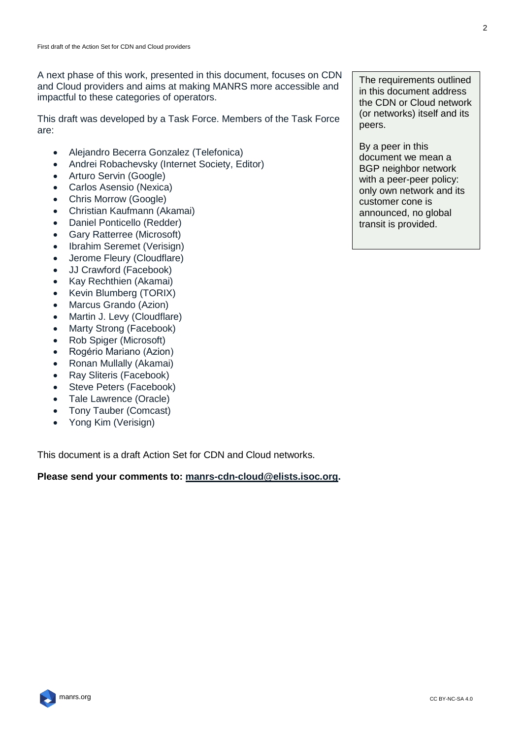A next phase of this work, presented in this document, focuses on CDN and Cloud providers and aims at making MANRS more accessible and impactful to these categories of operators.

> The requirements outlined in this document address the CDN or Cloud network (or networks) itself and its peers.
>
> By a peer in this document we mean a BGP neighbor network with a peer-peer policy: only own network and its customer cone is announced, no global transit is provided.

This draft was developed by a Task Force. Members of the Task Force are:

- Alejandro Becerra Gonzalez (Telefonica)
- Andrei Robachevsky (Internet Society, Editor)
- Arturo Servin (Google)
- Carlos Asensio (Nexica)
- Chris Morrow (Google)
- Christian Kaufmann (Akamai)
- Daniel Ponticello (Redder)
- Gary Ratterree (Microsoft)
- Ibrahim Seremet (Verisign)
- Jerome Fleury (Cloudflare)
- JJ Crawford (Facebook)
- Kay Rechthien (Akamai)
- Kevin Blumberg (TORIX)
- Marcus Grando (Azion)
- Martin J. Levy (Cloudflare)
- Marty Strong (Facebook)
- Rob Spiger (Microsoft)
- Rogério Mariano (Azion)
- Ronan Mullally (Akamai)
- Ray Sliteris (Facebook)
- Steve Peters (Facebook)
- Tale Lawrence (Oracle)
- Tony Tauber (Comcast)
- Yong Kim (Verisign)

This document is a draft Action Set for CDN and Cloud networks.

**Please send your comments to: manrs-cdn-cloud@elists.isoc.org.**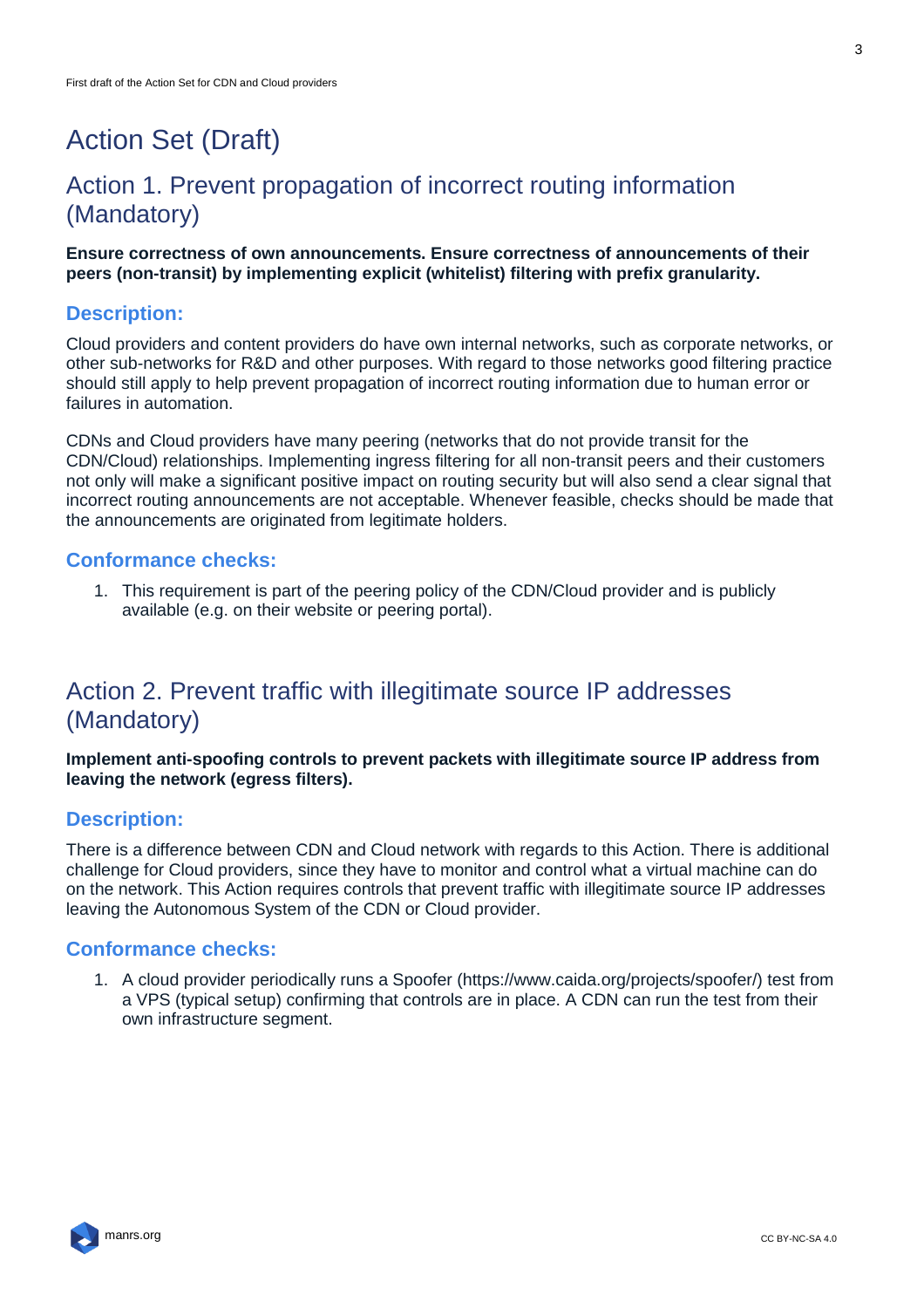# Action Set (Draft)

## Action 1. Prevent propagation of incorrect routing information (Mandatory)

**Ensure correctness of own announcements. Ensure correctness of announcements of their peers (non-transit) by implementing explicit (whitelist) filtering with prefix granularity.**

### Description:

Cloud providers and content providers do have own internal networks, such as corporate networks, or other sub-networks for R&D and other purposes. With regard to those networks good filtering practice should still apply to help prevent propagation of incorrect routing information due to human error or failures in automation.

CDNs and Cloud providers have many peering (networks that do not provide transit for the CDN/Cloud) relationships. Implementing ingress filtering for all non-transit peers and their customers not only will make a significant positive impact on routing security but will also send a clear signal that incorrect routing announcements are not acceptable. Whenever feasible, checks should be made that the announcements are originated from legitimate holders.

### Conformance checks:

1. This requirement is part of the peering policy of the CDN/Cloud provider and is publicly available (e.g. on their website or peering portal).

## Action 2. Prevent traffic with illegitimate source IP addresses (Mandatory)

**Implement anti-spoofing controls to prevent packets with illegitimate source IP address from leaving the network (egress filters).**

### Description:

There is a difference between CDN and Cloud network with regards to this Action. There is additional challenge for Cloud providers, since they have to monitor and control what a virtual machine can do on the network. This Action requires controls that prevent traffic with illegitimate source IP addresses leaving the Autonomous System of the CDN or Cloud provider.

### Conformance checks:

1. A cloud provider periodically runs a Spoofer (https://www.caida.org/projects/spoofer/) test from a VPS (typical setup) confirming that controls are in place. A CDN can run the test from their own infrastructure segment.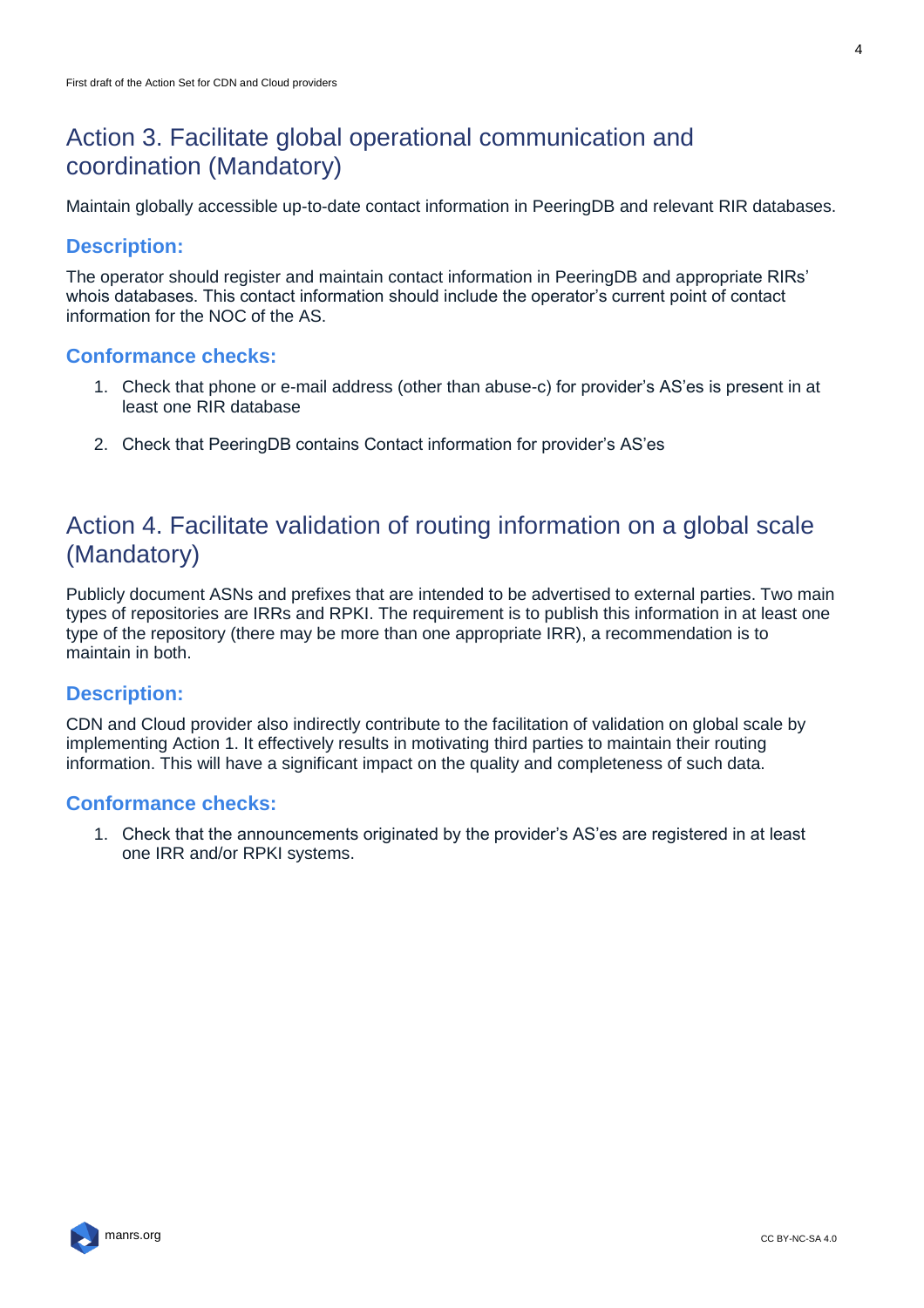# Action 3. Facilitate global operational communication and coordination (Mandatory)

Maintain globally accessible up-to-date contact information in PeeringDB and relevant RIR databases.

### Description:

The operator should register and maintain contact information in PeeringDB and appropriate RIRs' whois databases. This contact information should include the operator's current point of contact information for the NOC of the AS.

### Conformance checks:

1. Check that phone or e-mail address (other than abuse-c) for provider's AS'es is present in at least one RIR database

2. Check that PeeringDB contains Contact information for provider's AS'es

# Action 4. Facilitate validation of routing information on a global scale (Mandatory)

Publicly document ASNs and prefixes that are intended to be advertised to external parties. Two main types of repositories are IRRs and RPKI. The requirement is to publish this information in at least one type of the repository (there may be more than one appropriate IRR), a recommendation is to maintain in both.

### Description:

CDN and Cloud provider also indirectly contribute to the facilitation of validation on global scale by implementing Action 1. It effectively results in motivating third parties to maintain their routing information. This will have a significant impact on the quality and completeness of such data.

### Conformance checks:

1. Check that the announcements originated by the provider's AS'es are registered in at least one IRR and/or RPKI systems.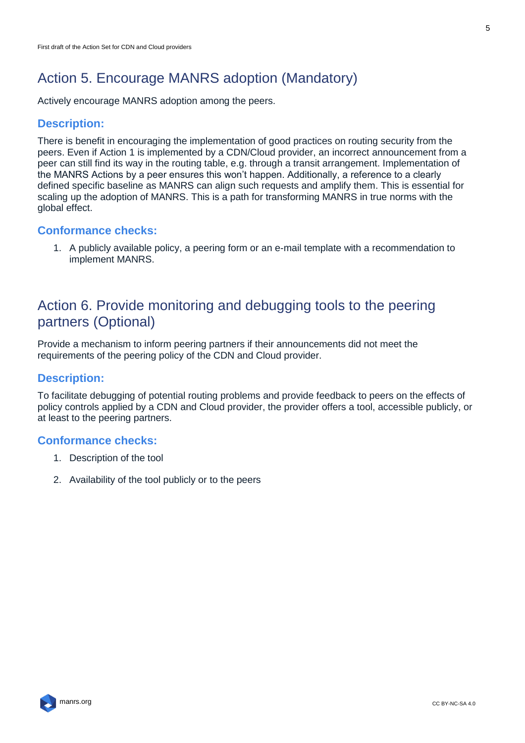## Action 5. Encourage MANRS adoption (Mandatory)

Actively encourage MANRS adoption among the peers.

### Description:

There is benefit in encouraging the implementation of good practices on routing security from the peers. Even if Action 1 is implemented by a CDN/Cloud provider, an incorrect announcement from a peer can still find its way in the routing table, e.g. through a transit arrangement. Implementation of the MANRS Actions by a peer ensures this won't happen. Additionally, a reference to a clearly defined specific baseline as MANRS can align such requests and amplify them. This is essential for scaling up the adoption of MANRS. This is a path for transforming MANRS in true norms with the global effect.

### Conformance checks:

1. A publicly available policy, a peering form or an e-mail template with a recommendation to implement MANRS.

## Action 6. Provide monitoring and debugging tools to the peering partners (Optional)

Provide a mechanism to inform peering partners if their announcements did not meet the requirements of the peering policy of the CDN and Cloud provider.

### Description:

To facilitate debugging of potential routing problems and provide feedback to peers on the effects of policy controls applied by a CDN and Cloud provider, the provider offers a tool, accessible publicly, or at least to the peering partners.

### Conformance checks:

1. Description of the tool
2. Availability of the tool publicly or to the peers